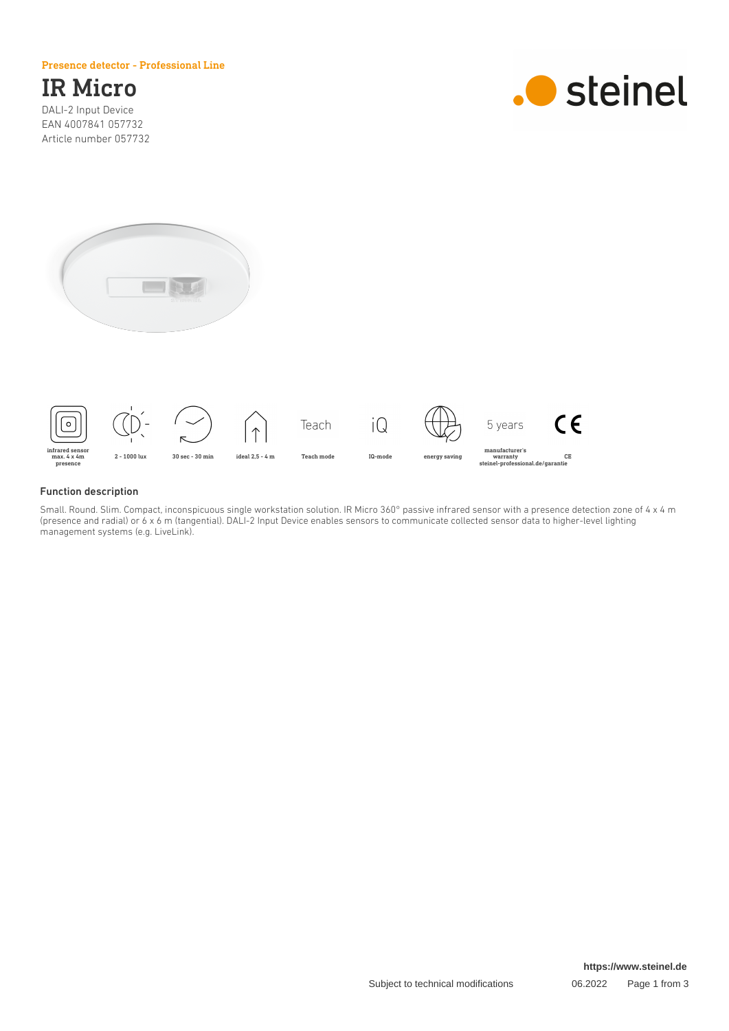Presence detector - Professional Line

# IR Micro

DALI-2 Input Device
EAN 4007841 057732
Article number 057732

infrared sensor max. 4 x 4m presence | 2 - 1000 lux | 30 sec - 30 min | ideal 2,5 - 4 m | Teach mode | IQ-mode | energy saving | 5 years manufacturer's warranty steinel-professional.de/garantie | CE

## Function description

Small. Round. Slim. Compact, inconspicuous single workstation solution. IR Micro 360° passive infrared sensor with a presence detection zone of 4 x 4 m (presence and radial) or 6 x 6 m (tangential). DALI-2 Input Device enables sensors to communicate collected sensor data to higher-level lighting management systems (e.g. LiveLink).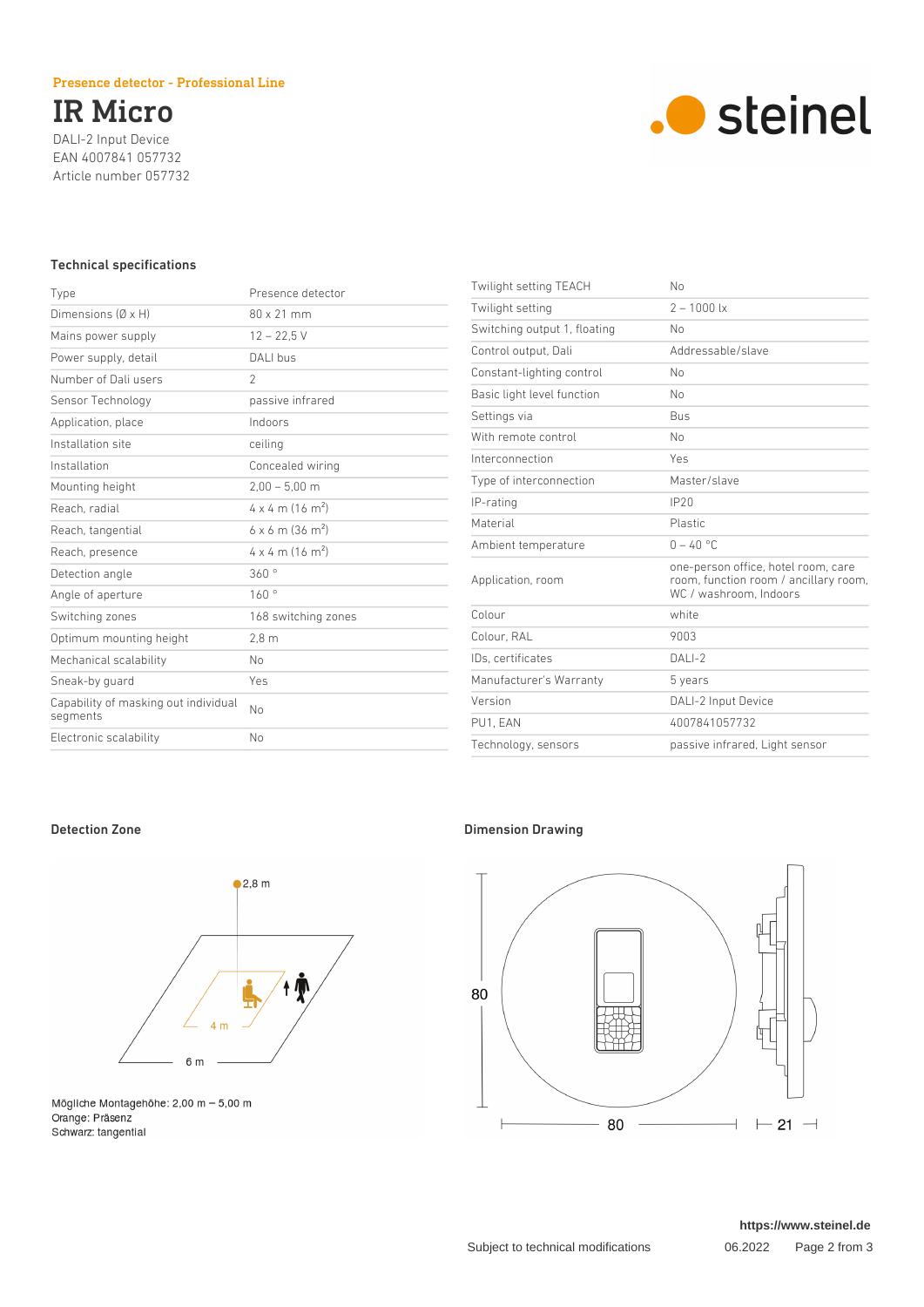Presence detector - Professional Line

# IR Micro

DALI-2 Input Device
EAN 4007841 057732
Article number 057732

## Technical specifications

| | |
|---|---|
| Type | Presence detector |
| Dimensions (Ø x H) | 80 x 21 mm |
| Mains power supply | 12 – 22,5 V |
| Power supply, detail | DALI bus |
| Number of Dali users | 2 |
| Sensor Technology | passive infrared |
| Application, place | Indoors |
| Installation site | ceiling |
| Installation | Concealed wiring |
| Mounting height | 2,00 – 5,00 m |
| Reach, radial | 4 x 4 m (16 m²) |
| Reach, tangential | 6 x 6 m (36 m²) |
| Reach, presence | 4 x 4 m (16 m²) |
| Detection angle | 360 ° |
| Angle of aperture | 160 ° |
| Switching zones | 168 switching zones |
| Optimum mounting height | 2,8 m |
| Mechanical scalability | No |
| Sneak-by guard | Yes |
| Capability of masking out individual segments | No |
| Electronic scalability | No |
| Twilight setting TEACH | No |
| Twilight setting | 2 – 1000 lx |
| Switching output 1, floating | No |
| Control output, Dali | Addressable/slave |
| Constant-lighting control | No |
| Basic light level function | No |
| Settings via | Bus |
| With remote control | No |
| Interconnection | Yes |
| Type of interconnection | Master/slave |
| IP-rating | IP20 |
| Material | Plastic |
| Ambient temperature | 0 – 40 °C |
| Application, room | one-person office, hotel room, care room, function room / ancillary room, WC / washroom, Indoors |
| Colour | white |
| Colour, RAL | 9003 |
| IDs, certificates | DALI-2 |
| Manufacturer's Warranty | 5 years |
| Version | DALI-2 Input Device |
| PU1, EAN | 4007841057732 |
| Technology, sensors | passive infrared, Light sensor |

## Detection Zone

2,8 m

4 m

6 m

Mögliche Montagehöhe: 2,00 m – 5,00 m
Orange: Präsenz
Schwarz: tangential

## Dimension Drawing

80

80

21

https://www.steinel.de

Subject to technical modifications

06.2022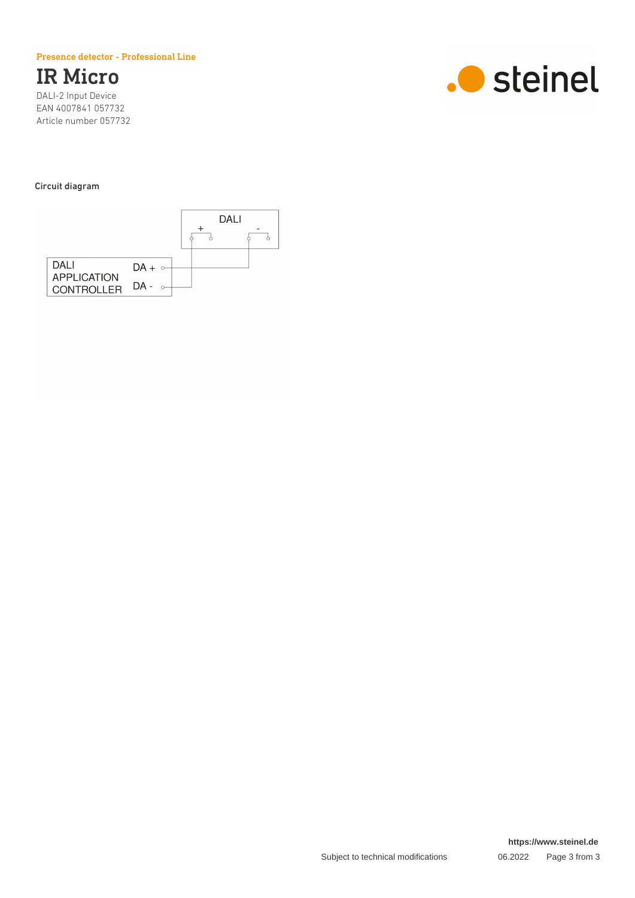Presence detector - Professional Line

# IR Micro

DALI-2 Input Device
EAN 4007841 057732
Article number 057732

## Circuit diagram

DALI
+
-

DALI APPLICATION CONTROLLER
DA +
DA -

https://www.steinel.de

Subject to technical modifications 06.2022